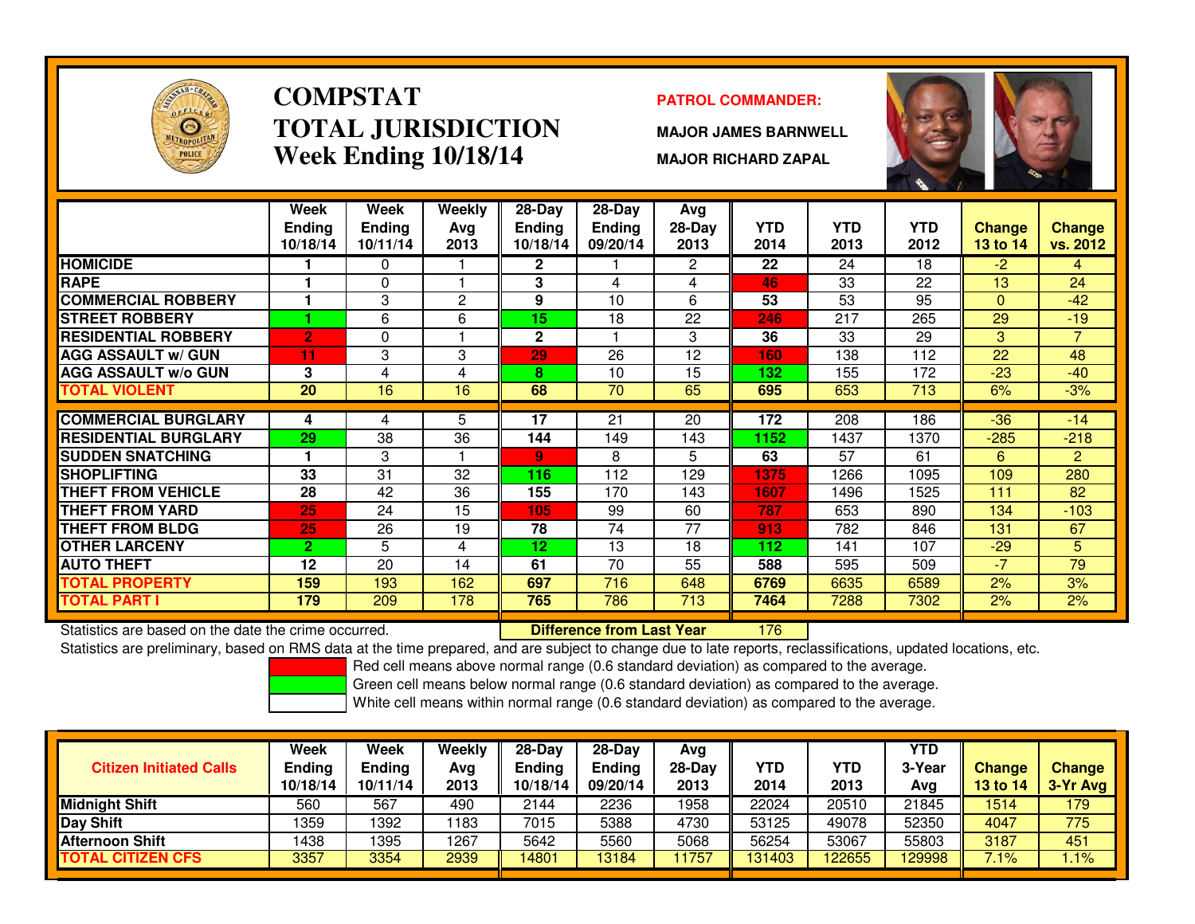# COMPSTAT
# TOTAL JURISDICTION
## Week Ending 10/18/14

**PATROL COMMANDER:**

**MAJOR JAMES BARNWELL**

**MAJOR RICHARD ZAPAL**

| | Week Ending 10/18/14 | Week Ending 10/11/14 | Weekly Avg 2013 | 28-Day Ending 10/18/14 | 28-Day Ending 09/20/14 | Avg 28-Day 2013 | YTD 2014 | YTD 2013 | YTD 2012 | Change 13 to 14 | Change vs. 2012 |
|---|---|---|---|---|---|---|---|---|---|---|---|
| HOMICIDE | 1 | 0 | 1 | 2 | 1 | 2 | 22 | 24 | 18 | -2 | 4 |
| RAPE | 1 | 0 | 1 | 3 | 4 | 4 | 46 | 33 | 22 | 13 | 24 |
| COMMERCIAL ROBBERY | 1 | 3 | 2 | 9 | 10 | 6 | 53 | 53 | 95 | 0 | -42 |
| STREET ROBBERY | 1 | 6 | 6 | 15 | 18 | 22 | 246 | 217 | 265 | 29 | -19 |
| RESIDENTIAL ROBBERY | 2 | 0 | 1 | 2 | 1 | 3 | 36 | 33 | 29 | 3 | 7 |
| AGG ASSAULT w/ GUN | 11 | 3 | 3 | 29 | 26 | 12 | 160 | 138 | 112 | 22 | 48 |
| AGG ASSAULT w/o GUN | 3 | 4 | 4 | 8 | 10 | 15 | 132 | 155 | 172 | -23 | -40 |
| **TOTAL VIOLENT** | 20 | 16 | 16 | 68 | 70 | 65 | 695 | 653 | 713 | 6% | -3% |
| COMMERCIAL BURGLARY | 4 | 4 | 5 | 17 | 21 | 20 | 172 | 208 | 186 | -36 | -14 |
| RESIDENTIAL BURGLARY | 29 | 38 | 36 | 144 | 149 | 143 | 1152 | 1437 | 1370 | -285 | -218 |
| SUDDEN SNATCHING | 1 | 3 | 1 | 9 | 8 | 5 | 63 | 57 | 61 | 6 | 2 |
| SHOPLIFTING | 33 | 31 | 32 | 116 | 112 | 129 | 1375 | 1266 | 1095 | 109 | 280 |
| THEFT FROM VEHICLE | 28 | 42 | 36 | 155 | 170 | 143 | 1607 | 1496 | 1525 | 111 | 82 |
| THEFT FROM YARD | 25 | 24 | 15 | 105 | 99 | 60 | 787 | 653 | 890 | 134 | -103 |
| THEFT FROM BLDG | 25 | 26 | 19 | 78 | 74 | 77 | 913 | 782 | 846 | 131 | 67 |
| OTHER LARCENY | 2 | 5 | 4 | 12 | 13 | 18 | 112 | 141 | 107 | -29 | 5 |
| AUTO THEFT | 12 | 20 | 14 | 61 | 70 | 55 | 588 | 595 | 509 | -7 | 79 |
| **TOTAL PROPERTY** | 159 | 193 | 162 | 697 | 716 | 648 | 6769 | 6635 | 6589 | 2% | 3% |
| **TOTAL PART I** | 179 | 209 | 178 | 765 | 786 | 713 | 7464 | 7288 | 7302 | 2% | 2% |

Statistics are based on the date the crime occurred.

**Difference from Last Year** 176

Statistics are preliminary, based on RMS data at the time prepared, and are subject to change due to late reports, reclassifications, updated locations, etc.

Red cell means above normal range (0.6 standard deviation) as compared to the average.

Green cell means below normal range (0.6 standard deviation) as compared to the average.

White cell means within normal range (0.6 standard deviation) as compared to the average.

| Citizen Initiated Calls | Week Ending 10/18/14 | Week Ending 10/11/14 | Weekly Avg 2013 | 28-Day Ending 10/18/14 | 28-Day Ending 09/20/14 | Avg 28-Day 2013 | YTD 2014 | YTD 2013 | YTD 3-Year Avg | Change 13 to 14 | Change 3-Yr Avg |
|---|---|---|---|---|---|---|---|---|---|---|---|
| Midnight Shift | 560 | 567 | 490 | 2144 | 2236 | 1958 | 22024 | 20510 | 21845 | 1514 | 179 |
| Day Shift | 1359 | 1392 | 1183 | 7015 | 5388 | 4730 | 53125 | 49078 | 52350 | 4047 | 775 |
| Afternoon Shift | 1438 | 1395 | 1267 | 5642 | 5560 | 5068 | 56254 | 53067 | 55803 | 3187 | 451 |
| **TOTAL CITIZEN CFS** | 3357 | 3354 | 2939 | 14801 | 13184 | 11757 | 131403 | 122655 | 129998 | 7.1% | 1.1% |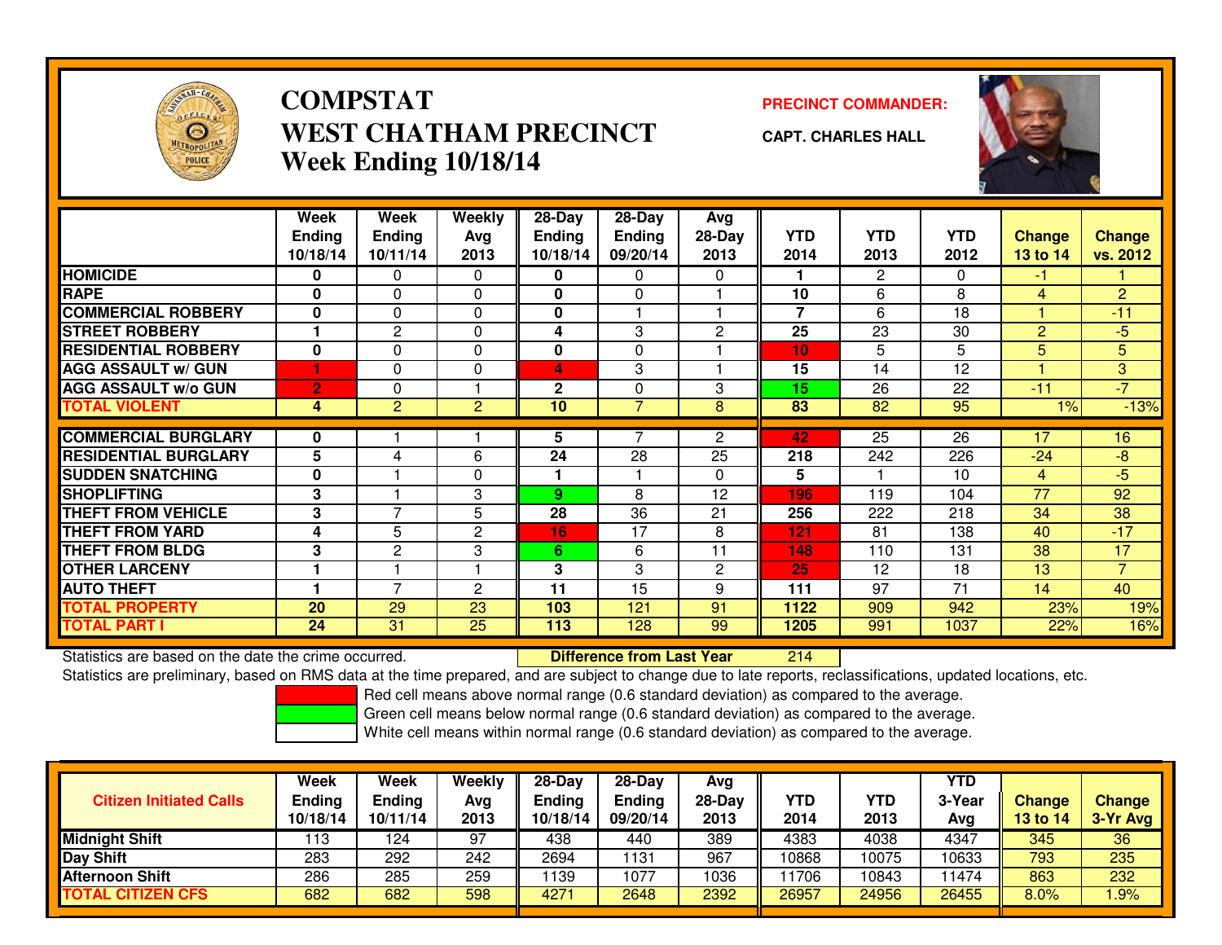# COMPSTAT
# WEST CHATHAM PRECINCT
## Week Ending 10/18/14

**PRECINCT COMMANDER:**

**CAPT. CHARLES HALL**

| | Week Ending 10/18/14 | Week Ending 10/11/14 | Weekly Avg 2013 | 28-Day Ending 10/18/14 | 28-Day Ending 09/20/14 | Avg 28-Day 2013 | YTD 2014 | YTD 2013 | YTD 2012 | Change 13 to 14 | Change vs. 2012 |
|---|---|---|---|---|---|---|---|---|---|---|---|
| HOMICIDE | 0 | 0 | 0 | 0 | 0 | 0 | 1 | 2 | 0 | -1 | 1 |
| RAPE | 0 | 0 | 0 | 0 | 0 | 1 | 10 | 6 | 8 | 4 | 2 |
| COMMERCIAL ROBBERY | 0 | 0 | 0 | 0 | 1 | 1 | 7 | 6 | 18 | 1 | -11 |
| STREET ROBBERY | 1 | 2 | 0 | 4 | 3 | 2 | 25 | 23 | 30 | 2 | -5 |
| RESIDENTIAL ROBBERY | 0 | 0 | 0 | 0 | 0 | 1 | 10 | 5 | 5 | 5 | 5 |
| AGG ASSAULT w/ GUN | 1 | 0 | 0 | 4 | 3 | 1 | 15 | 14 | 12 | 1 | 3 |
| AGG ASSAULT w/o GUN | 2 | 0 | 1 | 2 | 0 | 3 | 15 | 26 | 22 | -11 | -7 |
| TOTAL VIOLENT | 4 | 2 | 2 | 10 | 7 | 8 | 83 | 82 | 95 | 1% | -13% |
| COMMERCIAL BURGLARY | 0 | 1 | 1 | 5 | 7 | 2 | 42 | 25 | 26 | 17 | 16 |
| RESIDENTIAL BURGLARY | 5 | 4 | 6 | 24 | 28 | 25 | 218 | 242 | 226 | -24 | -8 |
| SUDDEN SNATCHING | 0 | 1 | 0 | 1 | 1 | 0 | 5 | 1 | 10 | 4 | -5 |
| SHOPLIFTING | 3 | 1 | 3 | 9 | 8 | 12 | 196 | 119 | 104 | 77 | 92 |
| THEFT FROM VEHICLE | 3 | 7 | 5 | 28 | 36 | 21 | 256 | 222 | 218 | 34 | 38 |
| THEFT FROM YARD | 4 | 5 | 2 | 16 | 17 | 8 | 121 | 81 | 138 | 40 | -17 |
| THEFT FROM BLDG | 3 | 2 | 3 | 6 | 6 | 11 | 148 | 110 | 131 | 38 | 17 |
| OTHER LARCENY | 1 | 1 | 1 | 3 | 3 | 2 | 25 | 12 | 18 | 13 | 7 |
| AUTO THEFT | 1 | 7 | 2 | 11 | 15 | 9 | 111 | 97 | 71 | 14 | 40 |
| TOTAL PROPERTY | 20 | 29 | 23 | 103 | 121 | 91 | 1122 | 909 | 942 | 23% | 19% |
| TOTAL PART I | 24 | 31 | 25 | 113 | 128 | 99 | 1205 | 991 | 1037 | 22% | 16% |

Statistics are based on the date the crime occurred. **Difference from Last Year** 214

Statistics are preliminary, based on RMS data at the time prepared, and are subject to change due to late reports, reclassifications, updated locations, etc.

- Red cell means above normal range (0.6 standard deviation) as compared to the average.
- Green cell means below normal range (0.6 standard deviation) as compared to the average.
- White cell means within normal range (0.6 standard deviation) as compared to the average.

| Citizen Initiated Calls | Week Ending 10/18/14 | Week Ending 10/11/14 | Weekly Avg 2013 | 28-Day Ending 10/18/14 | 28-Day Ending 09/20/14 | Avg 28-Day 2013 | YTD 2014 | YTD 2013 | YTD 3-Year Avg | Change 13 to 14 | Change 3-Yr Avg |
|---|---|---|---|---|---|---|---|---|---|---|---|
| Midnight Shift | 113 | 124 | 97 | 438 | 440 | 389 | 4383 | 4038 | 4347 | 345 | 36 |
| Day Shift | 283 | 292 | 242 | 2694 | 1131 | 967 | 10868 | 10075 | 10633 | 793 | 235 |
| Afternoon Shift | 286 | 285 | 259 | 1139 | 1077 | 1036 | 11706 | 10843 | 11474 | 863 | 232 |
| TOTAL CITIZEN CFS | 682 | 682 | 598 | 4271 | 2648 | 2392 | 26957 | 24956 | 26455 | 8.0% | 1.9% |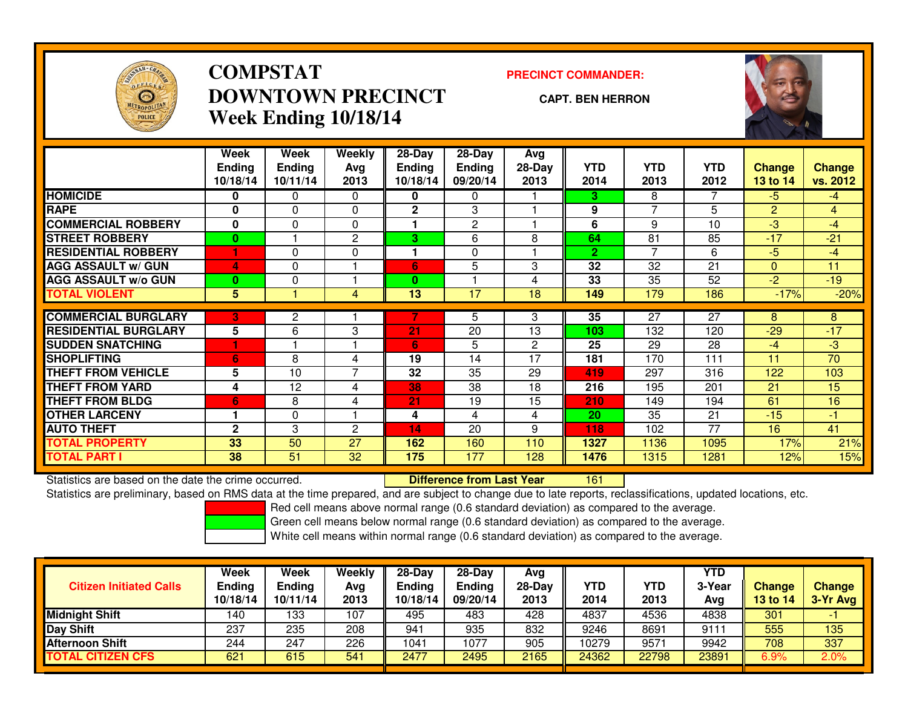# COMPSTAT
# DOWNTOWN PRECINCT
## Week Ending 10/18/14

**PRECINCT COMMANDER:**

**CAPT. BEN HERRON**

| | Week Ending 10/18/14 | Week Ending 10/11/14 | Weekly Avg 2013 | 28-Day Ending 10/18/14 | 28-Day Ending 09/20/14 | Avg 28-Day 2013 | YTD 2014 | YTD 2013 | YTD 2012 | Change 13 to 14 | Change vs. 2012 |
|---|---|---|---|---|---|---|---|---|---|---|---|
| HOMICIDE | 0 | 0 | 0 | 0 | 0 | 1 | 3 | 8 | 7 | -5 | -4 |
| RAPE | 0 | 0 | 0 | 2 | 3 | 1 | 9 | 7 | 5 | 2 | 4 |
| COMMERCIAL ROBBERY | 0 | 0 | 0 | 1 | 2 | 1 | 6 | 9 | 10 | -3 | -4 |
| STREET ROBBERY | 0 | 1 | 2 | 3 | 6 | 8 | 64 | 81 | 85 | -17 | -21 |
| RESIDENTIAL ROBBERY | 1 | 0 | 0 | 1 | 0 | 1 | 2 | 7 | 6 | -5 | -4 |
| AGG ASSAULT w/ GUN | 4 | 0 | 1 | 6 | 5 | 3 | 32 | 32 | 21 | 0 | 11 |
| AGG ASSAULT w/o GUN | 0 | 0 | 1 | 0 | 1 | 4 | 33 | 35 | 52 | -2 | -19 |
| TOTAL VIOLENT | 5 | 1 | 4 | 13 | 17 | 18 | 149 | 179 | 186 | -17% | -20% |
| COMMERCIAL BURGLARY | 3 | 2 | 1 | 7 | 5 | 3 | 35 | 27 | 27 | 8 | 8 |
| RESIDENTIAL BURGLARY | 5 | 6 | 3 | 21 | 20 | 13 | 103 | 132 | 120 | -29 | -17 |
| SUDDEN SNATCHING | 1 | 1 | 1 | 6 | 5 | 2 | 25 | 29 | 28 | -4 | -3 |
| SHOPLIFTING | 6 | 8 | 4 | 19 | 14 | 17 | 181 | 170 | 111 | 11 | 70 |
| THEFT FROM VEHICLE | 5 | 10 | 7 | 32 | 35 | 29 | 419 | 297 | 316 | 122 | 103 |
| THEFT FROM YARD | 4 | 12 | 4 | 38 | 38 | 18 | 216 | 195 | 201 | 21 | 15 |
| THEFT FROM BLDG | 6 | 8 | 4 | 21 | 19 | 15 | 210 | 149 | 194 | 61 | 16 |
| OTHER LARCENY | 1 | 0 | 1 | 4 | 4 | 4 | 20 | 35 | 21 | -15 | -1 |
| AUTO THEFT | 2 | 3 | 2 | 14 | 20 | 9 | 118 | 102 | 77 | 16 | 41 |
| TOTAL PROPERTY | 33 | 50 | 27 | 162 | 160 | 110 | 1327 | 1136 | 1095 | 17% | 21% |
| TOTAL PART I | 38 | 51 | 32 | 175 | 177 | 128 | 1476 | 1315 | 1281 | 12% | 15% |

Statistics are based on the date the crime occurred. **Difference from Last Year** 161

Statistics are preliminary, based on RMS data at the time prepared, and are subject to change due to late reports, reclassifications, updated locations, etc.

- Red cell means above normal range (0.6 standard deviation) as compared to the average.
- Green cell means below normal range (0.6 standard deviation) as compared to the average.
- White cell means within normal range (0.6 standard deviation) as compared to the average.

| Citizen Initiated Calls | Week Ending 10/18/14 | Week Ending 10/11/14 | Weekly Avg 2013 | 28-Day Ending 10/18/14 | 28-Day Ending 09/20/14 | Avg 28-Day 2013 | YTD 2014 | YTD 2013 | YTD 3-Year Avg | Change 13 to 14 | Change 3-Yr Avg |
|---|---|---|---|---|---|---|---|---|---|---|---|
| Midnight Shift | 140 | 133 | 107 | 495 | 483 | 428 | 4837 | 4536 | 4838 | 301 | -1 |
| Day Shift | 237 | 235 | 208 | 941 | 935 | 832 | 9246 | 8691 | 9111 | 555 | 135 |
| Afternoon Shift | 244 | 247 | 226 | 1041 | 1077 | 905 | 10279 | 9571 | 9942 | 708 | 337 |
| TOTAL CITIZEN CFS | 621 | 615 | 541 | 2477 | 2495 | 2165 | 24362 | 22798 | 23891 | 6.9% | 2.0% |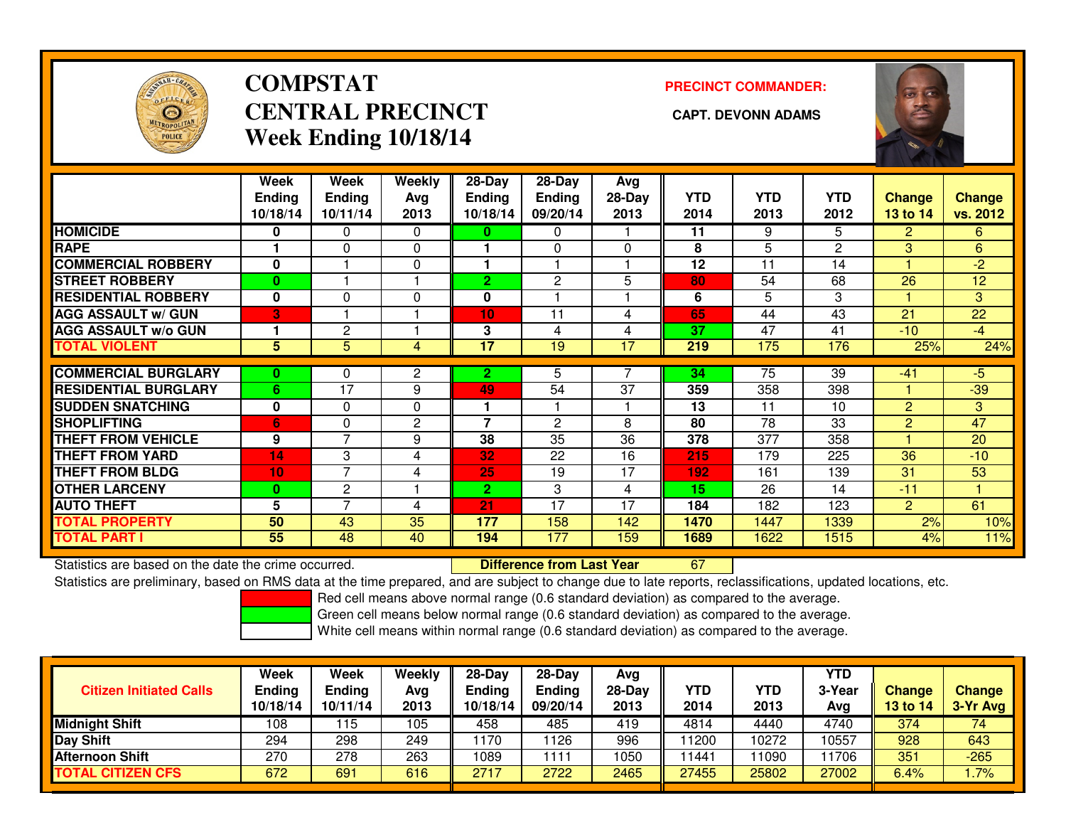# COMPSTAT
# CENTRAL PRECINCT
## Week Ending 10/18/14

**PRECINCT COMMANDER:**

**CAPT. DEVONN ADAMS**

| | Week Ending 10/18/14 | Week Ending 10/11/14 | Weekly Avg 2013 | 28-Day Ending 10/18/14 | 28-Day Ending 09/20/14 | Avg 28-Day 2013 | YTD 2014 | YTD 2013 | YTD 2012 | Change 13 to 14 | Change vs. 2012 |
|---|---|---|---|---|---|---|---|---|---|---|---|
| HOMICIDE | 0 | 0 | 0 | 0 | 0 | 1 | 11 | 9 | 5 | 2 | 6 |
| RAPE | 1 | 0 | 0 | 1 | 0 | 0 | 8 | 5 | 2 | 3 | 6 |
| COMMERCIAL ROBBERY | 0 | 1 | 0 | 1 | 1 | 1 | 12 | 11 | 14 | 1 | -2 |
| STREET ROBBERY | 0 | 1 | 1 | 2 | 2 | 5 | 80 | 54 | 68 | 26 | 12 |
| RESIDENTIAL ROBBERY | 0 | 0 | 0 | 0 | 1 | 1 | 6 | 5 | 3 | 1 | 3 |
| AGG ASSAULT w/ GUN | 3 | 1 | 1 | 10 | 11 | 4 | 65 | 44 | 43 | 21 | 22 |
| AGG ASSAULT w/o GUN | 1 | 2 | 1 | 3 | 4 | 4 | 37 | 47 | 41 | -10 | -4 |
| TOTAL VIOLENT | 5 | 5 | 4 | 17 | 19 | 17 | 219 | 175 | 176 | 25% | 24% |
| COMMERCIAL BURGLARY | 0 | 0 | 2 | 2 | 5 | 7 | 34 | 75 | 39 | -41 | -5 |
| RESIDENTIAL BURGLARY | 6 | 17 | 9 | 49 | 54 | 37 | 359 | 358 | 398 | 1 | -39 |
| SUDDEN SNATCHING | 0 | 0 | 0 | 1 | 1 | 1 | 13 | 11 | 10 | 2 | 3 |
| SHOPLIFTING | 6 | 0 | 2 | 7 | 2 | 8 | 80 | 78 | 33 | 2 | 47 |
| THEFT FROM VEHICLE | 9 | 7 | 9 | 38 | 35 | 36 | 378 | 377 | 358 | 1 | 20 |
| THEFT FROM YARD | 14 | 3 | 4 | 32 | 22 | 16 | 215 | 179 | 225 | 36 | -10 |
| THEFT FROM BLDG | 10 | 7 | 4 | 25 | 19 | 17 | 192 | 161 | 139 | 31 | 53 |
| OTHER LARCENY | 0 | 2 | 1 | 2 | 3 | 4 | 15 | 26 | 14 | -11 | 1 |
| AUTO THEFT | 5 | 7 | 4 | 21 | 17 | 17 | 184 | 182 | 123 | 2 | 61 |
| TOTAL PROPERTY | 50 | 43 | 35 | 177 | 158 | 142 | 1470 | 1447 | 1339 | 2% | 10% |
| TOTAL PART I | 55 | 48 | 40 | 194 | 177 | 159 | 1689 | 1622 | 1515 | 4% | 11% |

Statistics are based on the date the crime occurred. **Difference from Last Year** 67

Statistics are preliminary, based on RMS data at the time prepared, and are subject to change due to late reports, reclassifications, updated locations, etc.

Red cell means above normal range (0.6 standard deviation) as compared to the average.
Green cell means below normal range (0.6 standard deviation) as compared to the average.
White cell means within normal range (0.6 standard deviation) as compared to the average.

| Citizen Initiated Calls | Week Ending 10/18/14 | Week Ending 10/11/14 | Weekly Avg 2013 | 28-Day Ending 10/18/14 | 28-Day Ending 09/20/14 | Avg 28-Day 2013 | YTD 2014 | YTD 2013 | YTD 3-Year Avg | Change 13 to 14 | Change 3-Yr Avg |
|---|---|---|---|---|---|---|---|---|---|---|---|
| Midnight Shift | 108 | 115 | 105 | 458 | 485 | 419 | 4814 | 4440 | 4740 | 374 | 74 |
| Day Shift | 294 | 298 | 249 | 1170 | 1126 | 996 | 11200 | 10272 | 10557 | 928 | 643 |
| Afternoon Shift | 270 | 278 | 263 | 1089 | 1111 | 1050 | 11441 | 11090 | 11706 | 351 | -265 |
| TOTAL CITIZEN CFS | 672 | 691 | 616 | 2717 | 2722 | 2465 | 27455 | 25802 | 27002 | 6.4% | 1.7% |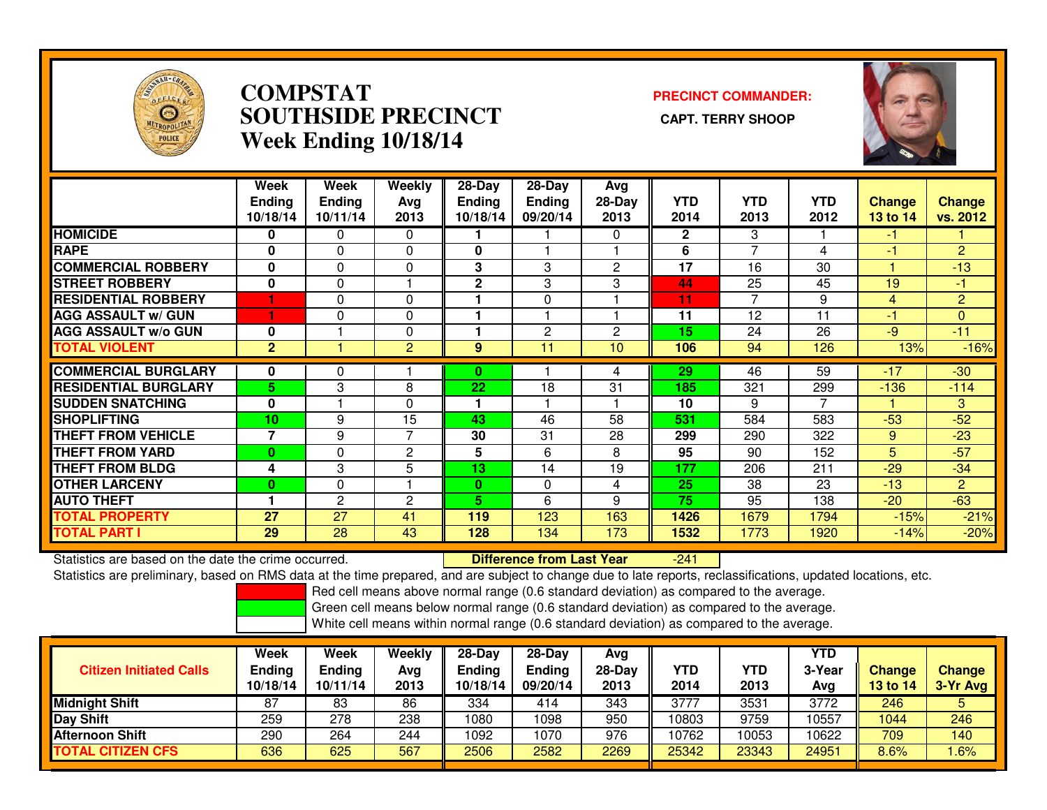# COMPSTAT
# SOUTHSIDE PRECINCT
# Week Ending 10/18/14

**PRECINCT COMMANDER:**

**CAPT. TERRY SHOOP**

| | Week Ending 10/18/14 | Week Ending 10/11/14 | Weekly Avg 2013 | 28-Day Ending 10/18/14 | 28-Day Ending 09/20/14 | Avg 28-Day 2013 | YTD 2014 | YTD 2013 | YTD 2012 | Change 13 to 14 | Change vs. 2012 |
|---|---|---|---|---|---|---|---|---|---|---|---|
| HOMICIDE | 0 | 0 | 0 | 1 | 1 | 0 | 2 | 3 | 1 | -1 | 1 |
| RAPE | 0 | 0 | 0 | 0 | 1 | 1 | 6 | 7 | 4 | -1 | 2 |
| COMMERCIAL ROBBERY | 0 | 0 | 0 | 3 | 3 | 2 | 17 | 16 | 30 | 1 | -13 |
| STREET ROBBERY | 0 | 0 | 1 | 2 | 3 | 3 | 44 | 25 | 45 | 19 | -1 |
| RESIDENTIAL ROBBERY | 1 | 0 | 0 | 1 | 0 | 1 | 11 | 7 | 9 | 4 | 2 |
| AGG ASSAULT w/ GUN | 1 | 0 | 0 | 1 | 1 | 1 | 11 | 12 | 11 | -1 | 0 |
| AGG ASSAULT w/o GUN | 0 | 1 | 0 | 1 | 2 | 2 | 15 | 24 | 26 | -9 | -11 |
| TOTAL VIOLENT | 2 | 1 | 2 | 9 | 11 | 10 | 106 | 94 | 126 | 13% | -16% |
| COMMERCIAL BURGLARY | 0 | 0 | 1 | 0 | 1 | 4 | 29 | 46 | 59 | -17 | -30 |
| RESIDENTIAL BURGLARY | 5 | 3 | 8 | 22 | 18 | 31 | 185 | 321 | 299 | -136 | -114 |
| SUDDEN SNATCHING | 0 | 1 | 0 | 1 | 1 | 1 | 10 | 9 | 7 | 1 | 3 |
| SHOPLIFTING | 10 | 9 | 15 | 43 | 46 | 58 | 531 | 584 | 583 | -53 | -52 |
| THEFT FROM VEHICLE | 7 | 9 | 7 | 30 | 31 | 28 | 299 | 290 | 322 | 9 | -23 |
| THEFT FROM YARD | 0 | 0 | 2 | 5 | 6 | 8 | 95 | 90 | 152 | 5 | -57 |
| THEFT FROM BLDG | 4 | 3 | 5 | 13 | 14 | 19 | 177 | 206 | 211 | -29 | -34 |
| OTHER LARCENY | 0 | 0 | 1 | 0 | 0 | 4 | 25 | 38 | 23 | -13 | 2 |
| AUTO THEFT | 1 | 2 | 2 | 5 | 6 | 9 | 75 | 95 | 138 | -20 | -63 |
| TOTAL PROPERTY | 27 | 27 | 41 | 119 | 123 | 163 | 1426 | 1679 | 1794 | -15% | -21% |
| TOTAL PART I | 29 | 28 | 43 | 128 | 134 | 173 | 1532 | 1773 | 1920 | -14% | -20% |

Statistics are based on the date the crime occurred. **Difference from Last Year** -241

Statistics are preliminary, based on RMS data at the time prepared, and are subject to change due to late reports, reclassifications, updated locations, etc.

Red cell means above normal range (0.6 standard deviation) as compared to the average.

Green cell means below normal range (0.6 standard deviation) as compared to the average.

White cell means within normal range (0.6 standard deviation) as compared to the average.

| Citizen Initiated Calls | Week Ending 10/18/14 | Week Ending 10/11/14 | Weekly Avg 2013 | 28-Day Ending 10/18/14 | 28-Day Ending 09/20/14 | Avg 28-Day 2013 | YTD 2014 | YTD 2013 | YTD 3-Year Avg | Change 13 to 14 | Change 3-Yr Avg |
|---|---|---|---|---|---|---|---|---|---|---|---|
| Midnight Shift | 87 | 83 | 86 | 334 | 414 | 343 | 3777 | 3531 | 3772 | 246 | 5 |
| Day Shift | 259 | 278 | 238 | 1080 | 1098 | 950 | 10803 | 9759 | 10557 | 1044 | 246 |
| Afternoon Shift | 290 | 264 | 244 | 1092 | 1070 | 976 | 10762 | 10053 | 10622 | 709 | 140 |
| TOTAL CITIZEN CFS | 636 | 625 | 567 | 2506 | 2582 | 2269 | 25342 | 23343 | 24951 | 8.6% | 1.6% |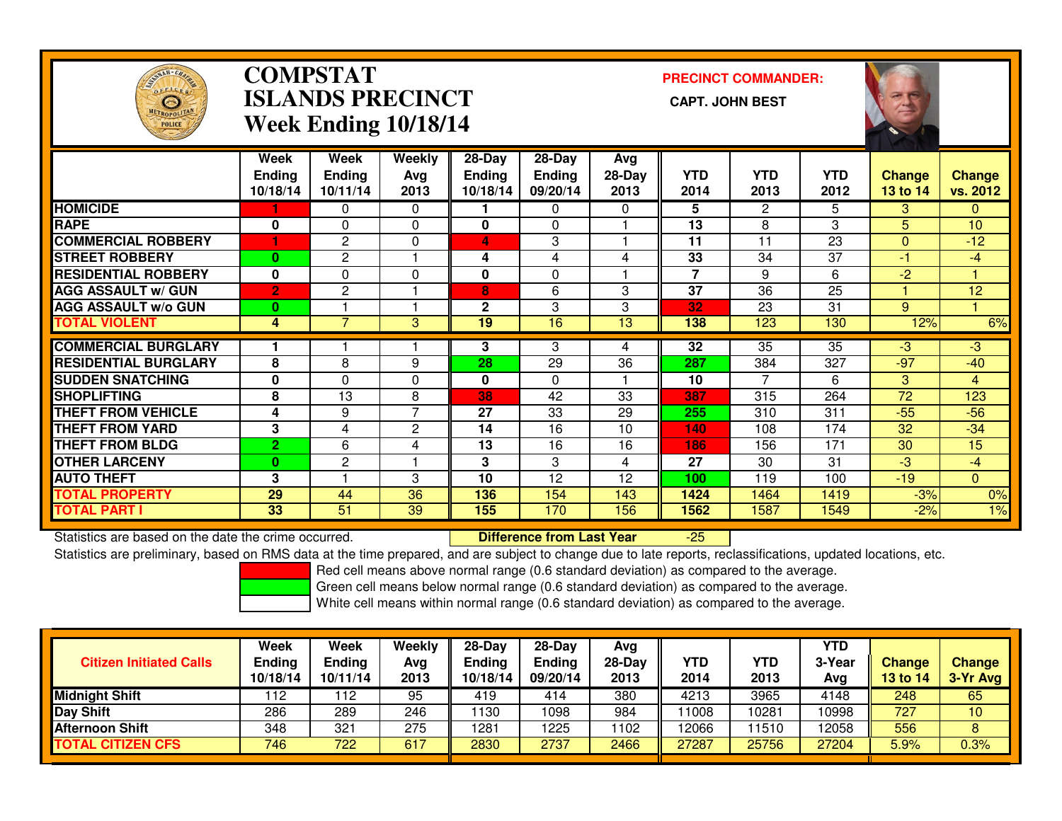# COMPSTAT
# ISLANDS PRECINCT
## Week Ending 10/18/14

**PRECINCT COMMANDER:**

**CAPT. JOHN BEST**

| | Week Ending 10/18/14 | Week Ending 10/11/14 | Weekly Avg 2013 | 28-Day Ending 10/18/14 | 28-Day Ending 09/20/14 | Avg 28-Day 2013 | YTD 2014 | YTD 2013 | YTD 2012 | Change 13 to 14 | Change vs. 2012 |
|---|---|---|---|---|---|---|---|---|---|---|---|
| HOMICIDE | 1 | 0 | 0 | 1 | 0 | 0 | 5 | 2 | 5 | 3 | 0 |
| RAPE | 0 | 0 | 0 | 0 | 0 | 1 | 13 | 8 | 3 | 5 | 10 |
| COMMERCIAL ROBBERY | 1 | 2 | 0 | 4 | 3 | 1 | 11 | 11 | 23 | 0 | -12 |
| STREET ROBBERY | 0 | 2 | 1 | 4 | 4 | 4 | 33 | 34 | 37 | -1 | -4 |
| RESIDENTIAL ROBBERY | 0 | 0 | 0 | 0 | 0 | 1 | 7 | 9 | 6 | -2 | 1 |
| AGG ASSAULT w/ GUN | 2 | 2 | 1 | 8 | 6 | 3 | 37 | 36 | 25 | 1 | 12 |
| AGG ASSAULT w/o GUN | 0 | 1 | 1 | 2 | 3 | 3 | 32 | 23 | 31 | 9 | 1 |
| TOTAL VIOLENT | 4 | 7 | 3 | 19 | 16 | 13 | 138 | 123 | 130 | 12% | 6% |
| COMMERCIAL BURGLARY | 1 | 1 | 1 | 3 | 3 | 4 | 32 | 35 | 35 | -3 | -3 |
| RESIDENTIAL BURGLARY | 8 | 8 | 9 | 28 | 29 | 36 | 287 | 384 | 327 | -97 | -40 |
| SUDDEN SNATCHING | 0 | 0 | 0 | 0 | 0 | 1 | 10 | 7 | 6 | 3 | 4 |
| SHOPLIFTING | 8 | 13 | 8 | 38 | 42 | 33 | 387 | 315 | 264 | 72 | 123 |
| THEFT FROM VEHICLE | 4 | 9 | 7 | 27 | 33 | 29 | 255 | 310 | 311 | -55 | -56 |
| THEFT FROM YARD | 3 | 4 | 2 | 14 | 16 | 10 | 140 | 108 | 174 | 32 | -34 |
| THEFT FROM BLDG | 2 | 6 | 4 | 13 | 16 | 16 | 186 | 156 | 171 | 30 | 15 |
| OTHER LARCENY | 0 | 2 | 1 | 3 | 3 | 4 | 27 | 30 | 31 | -3 | -4 |
| AUTO THEFT | 3 | 1 | 3 | 10 | 12 | 12 | 100 | 119 | 100 | -19 | 0 |
| TOTAL PROPERTY | 29 | 44 | 36 | 136 | 154 | 143 | 1424 | 1464 | 1419 | -3% | 0% |
| TOTAL PART I | 33 | 51 | 39 | 155 | 170 | 156 | 1562 | 1587 | 1549 | -2% | 1% |

Statistics are based on the date the crime occurred. **Difference from Last Year** -25

Statistics are preliminary, based on RMS data at the time prepared, and are subject to change due to late reports, reclassifications, updated locations, etc.

Red cell means above normal range (0.6 standard deviation) as compared to the average.
Green cell means below normal range (0.6 standard deviation) as compared to the average.
White cell means within normal range (0.6 standard deviation) as compared to the average.

| Citizen Initiated Calls | Week Ending 10/18/14 | Week Ending 10/11/14 | Weekly Avg 2013 | 28-Day Ending 10/18/14 | 28-Day Ending 09/20/14 | Avg 28-Day 2013 | YTD 2014 | YTD 2013 | YTD 3-Year Avg | Change 13 to 14 | Change 3-Yr Avg |
|---|---|---|---|---|---|---|---|---|---|---|---|
| Midnight Shift | 112 | 112 | 95 | 419 | 414 | 380 | 4213 | 3965 | 4148 | 248 | 65 |
| Day Shift | 286 | 289 | 246 | 1130 | 1098 | 984 | 11008 | 10281 | 10998 | 727 | 10 |
| Afternoon Shift | 348 | 321 | 275 | 1281 | 1225 | 1102 | 12066 | 11510 | 12058 | 556 | 8 |
| TOTAL CITIZEN CFS | 746 | 722 | 617 | 2830 | 2737 | 2466 | 27287 | 25756 | 27204 | 5.9% | 0.3% |